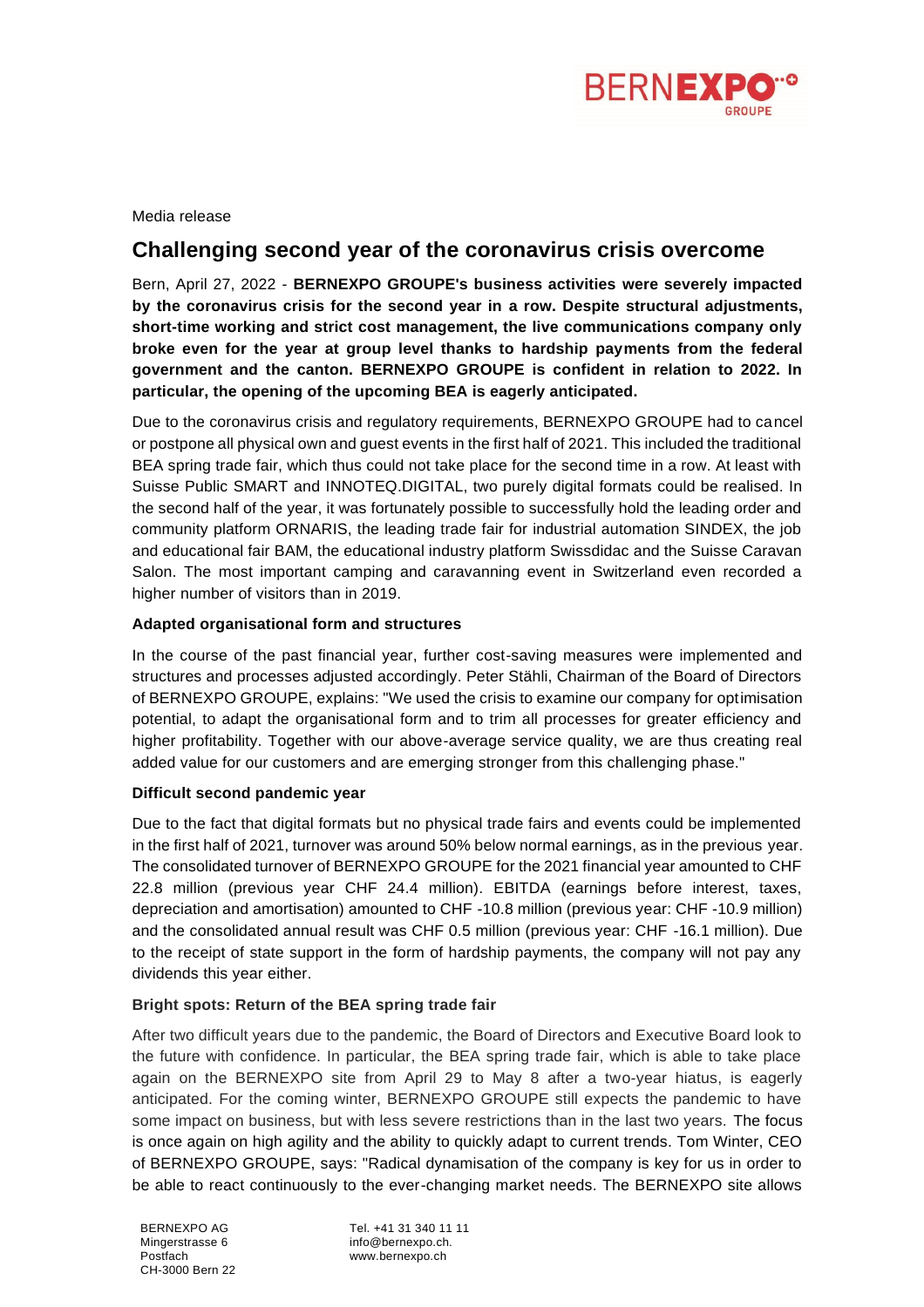Media release

# Challenging second year of the coronavirus crisis overcome

Bern, April 27, 2022 - **BERNEXPO GROUPE's business activities were severely impacted by the coronavirus crisis for the second year in a row. Despite structural adjustments, short-time working and strict cost management, the live communications company only broke even for the year at group level thanks to hardship payments from the federal government and the canton. BERNEXPO GROUPE is confident in relation to 2022. In particular, the opening of the upcoming BEA is eagerly anticipated.**

Due to the coronavirus crisis and regulatory requirements, BERNEXPO GROUPE had to cancel or postpone all physical own and guest events in the first half of 2021. This included the traditional BEA spring trade fair, which thus could not take place for the second time in a row. At least with Suisse Public SMART and INNOTEQ.DIGITAL, two purely digital formats could be realised. In the second half of the year, it was fortunately possible to successfully hold the leading order and community platform ORNARIS, the leading trade fair for industrial automation SINDEX, the job and educational fair BAM, the educational industry platform Swissdidac and the Suisse Caravan Salon. The most important camping and caravanning event in Switzerland even recorded a higher number of visitors than in 2019.

### Adapted organisational form and structures

In the course of the past financial year, further cost-saving measures were implemented and structures and processes adjusted accordingly. Peter Stähli, Chairman of the Board of Directors of BERNEXPO GROUPE, explains: "We used the crisis to examine our company for optimisation potential, to adapt the organisational form and to trim all processes for greater efficiency and higher profitability. Together with our above-average service quality, we are thus creating real added value for our customers and are emerging stronger from this challenging phase."

### Difficult second pandemic year

Due to the fact that digital formats but no physical trade fairs and events could be implemented in the first half of 2021, turnover was around 50% below normal earnings, as in the previous year. The consolidated turnover of BERNEXPO GROUPE for the 2021 financial year amounted to CHF 22.8 million (previous year CHF 24.4 million). EBITDA (earnings before interest, taxes, depreciation and amortisation) amounted to CHF -10.8 million (previous year: CHF -10.9 million) and the consolidated annual result was CHF 0.5 million (previous year: CHF -16.1 million). Due to the receipt of state support in the form of hardship payments, the company will not pay any dividends this year either.

### Bright spots: Return of the BEA spring trade fair

After two difficult years due to the pandemic, the Board of Directors and Executive Board look to the future with confidence. In particular, the BEA spring trade fair, which is able to take place again on the BERNEXPO site from April 29 to May 8 after a two-year hiatus, is eagerly anticipated. For the coming winter, BERNEXPO GROUPE still expects the pandemic to have some impact on business, but with less severe restrictions than in the last two years. The focus is once again on high agility and the ability to quickly adapt to current trends. Tom Winter, CEO of BERNEXPO GROUPE, says: "Radical dynamisation of the company is key for us in order to be able to react continuously to the ever-changing market needs. The BERNEXPO site allows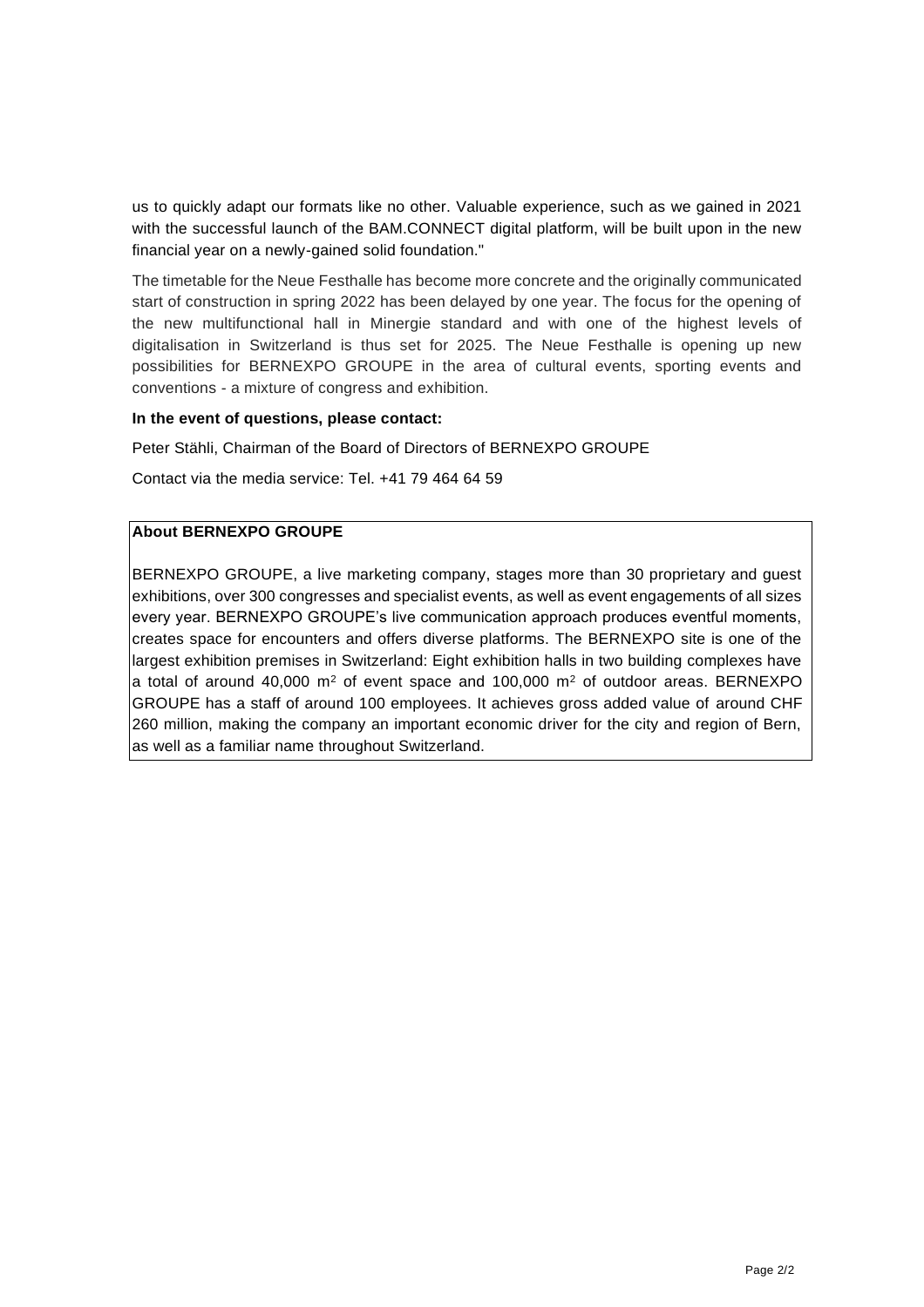us to quickly adapt our formats like no other. Valuable experience, such as we gained in 2021 with the successful launch of the BAM.CONNECT digital platform, will be built upon in the new financial year on a newly-gained solid foundation."

The timetable for the Neue Festhalle has become more concrete and the originally communicated start of construction in spring 2022 has been delayed by one year. The focus for the opening of the new multifunctional hall in Minergie standard and with one of the highest levels of digitalisation in Switzerland is thus set for 2025. The Neue Festhalle is opening up new possibilities for BERNEXPO GROUPE in the area of cultural events, sporting events and conventions - a mixture of congress and exhibition.

**In the event of questions, please contact:**

Peter Stähli, Chairman of the Board of Directors of BERNEXPO GROUPE

Contact via the media service: Tel. +41 79 464 64 59

**About BERNEXPO GROUPE**

BERNEXPO GROUPE, a live marketing company, stages more than 30 proprietary and guest exhibitions, over 300 congresses and specialist events, as well as event engagements of all sizes every year. BERNEXPO GROUPE's live communication approach produces eventful moments, creates space for encounters and offers diverse platforms. The BERNEXPO site is one of the largest exhibition premises in Switzerland: Eight exhibition halls in two building complexes have a total of around 40,000 $m^2$ of event space and 100,000 $m^2$ of outdoor areas. BERNEXPO GROUPE has a staff of around 100 employees. It achieves gross added value of around CHF 260 million, making the company an important economic driver for the city and region of Bern, as well as a familiar name throughout Switzerland.